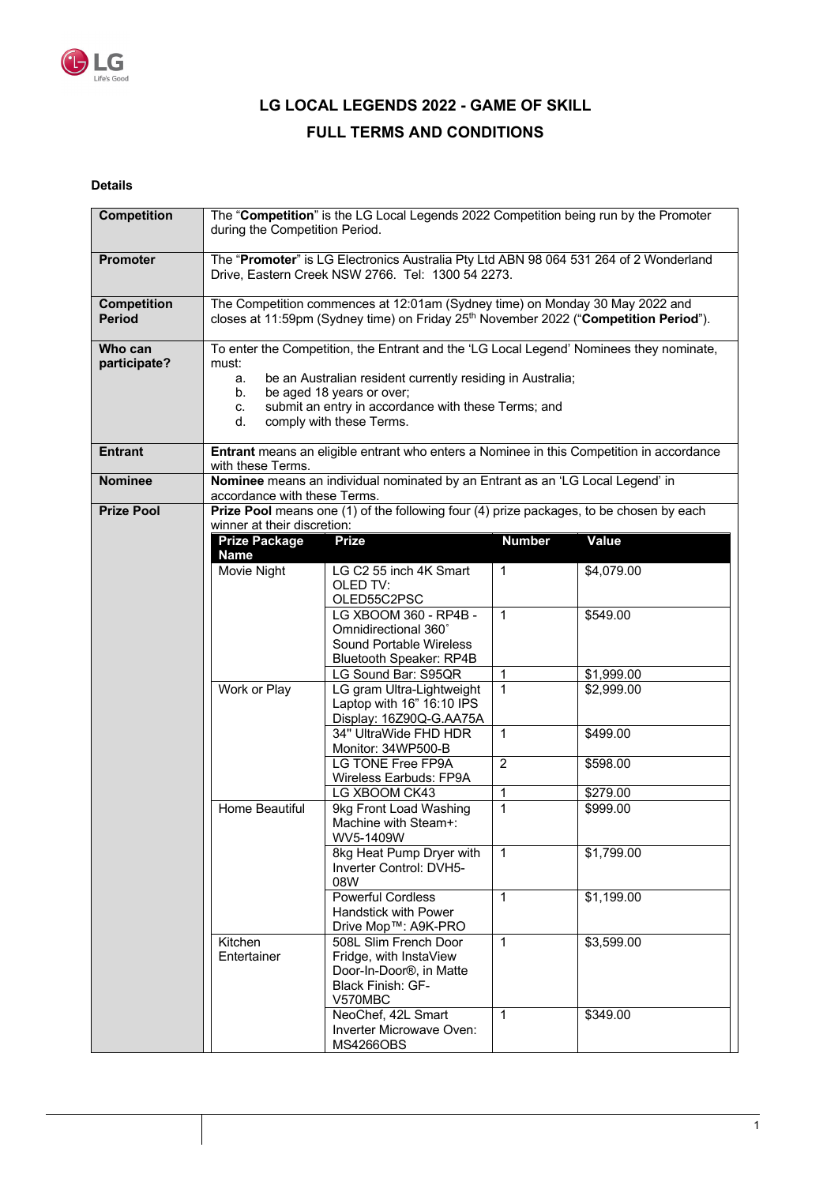# LG LOCAL LEGENDS 2022 - GAME OF SKILL

## FULL TERMS AND CONDITIONS

**Details**

| | |
|---|---|
| **Competition** | The "**Competition**" is the LG Local Legends 2022 Competition being run by the Promoter during the Competition Period. |
| **Promoter** | The "**Promoter**" is LG Electronics Australia Pty Ltd ABN 98 064 531 264 of 2 Wonderland Drive, Eastern Creek NSW 2766. Tel: 1300 54 2273. |
| **Competition Period** | The Competition commences at 12:01am (Sydney time) on Monday 30 May 2022 and closes at 11:59pm (Sydney time) on Friday 25th November 2022 ("**Competition Period**"). |
| **Who can participate?** | To enter the Competition, the Entrant and the 'LG Local Legend' Nominees they nominate, must:<br>a. be an Australian resident currently residing in Australia;<br>b. be aged 18 years or over;<br>c. submit an entry in accordance with these Terms; and<br>d. comply with these Terms. |
| **Entrant** | **Entrant** means an eligible entrant who enters a Nominee in this Competition in accordance with these Terms. |
| **Nominee** | **Nominee** means an individual nominated by an Entrant as an 'LG Local Legend' in accordance with these Terms. |
| **Prize Pool** | **Prize Pool** means one (1) of the following four (4) prize packages, to be chosen by each winner at their discretion: |

| Prize Package Name | Prize | Number | Value |
|---|---|---|---|
| Movie Night | LG C2 55 inch 4K Smart OLED TV: OLED55C2PSC | 1 | $4,079.00 |
| | LG XBOOM 360 - RP4B - Omnidirectional 360˚ Sound Portable Wireless Bluetooth Speaker: RP4B | 1 | $549.00 |
| | LG Sound Bar: S95QR | 1 | $1,999.00 |
| Work or Play | LG gram Ultra-Lightweight Laptop with 16" 16:10 IPS Display: 16Z90Q-G.AA75A | 1 | $2,999.00 |
| | 34" UltraWide FHD HDR Monitor: 34WP500-B | 1 | $499.00 |
| | LG TONE Free FP9A Wireless Earbuds: FP9A | 2 | $598.00 |
| | LG XBOOM CK43 | 1 | $279.00 |
| Home Beautiful | 9kg Front Load Washing Machine with Steam+: WV5-1409W | 1 | $999.00 |
| | 8kg Heat Pump Dryer with Inverter Control: DVH5-08W | 1 | $1,799.00 |
| | Powerful Cordless Handstick with Power Drive Mop™: A9K-PRO | 1 | $1,199.00 |
| Kitchen Entertainer | 508L Slim French Door Fridge, with InstaView Door-In-Door®, in Matte Black Finish: GF-V570MBC | 1 | $3,599.00 |
| | NeoChef, 42L Smart Inverter Microwave Oven: MS4266OBS | 1 | $349.00 |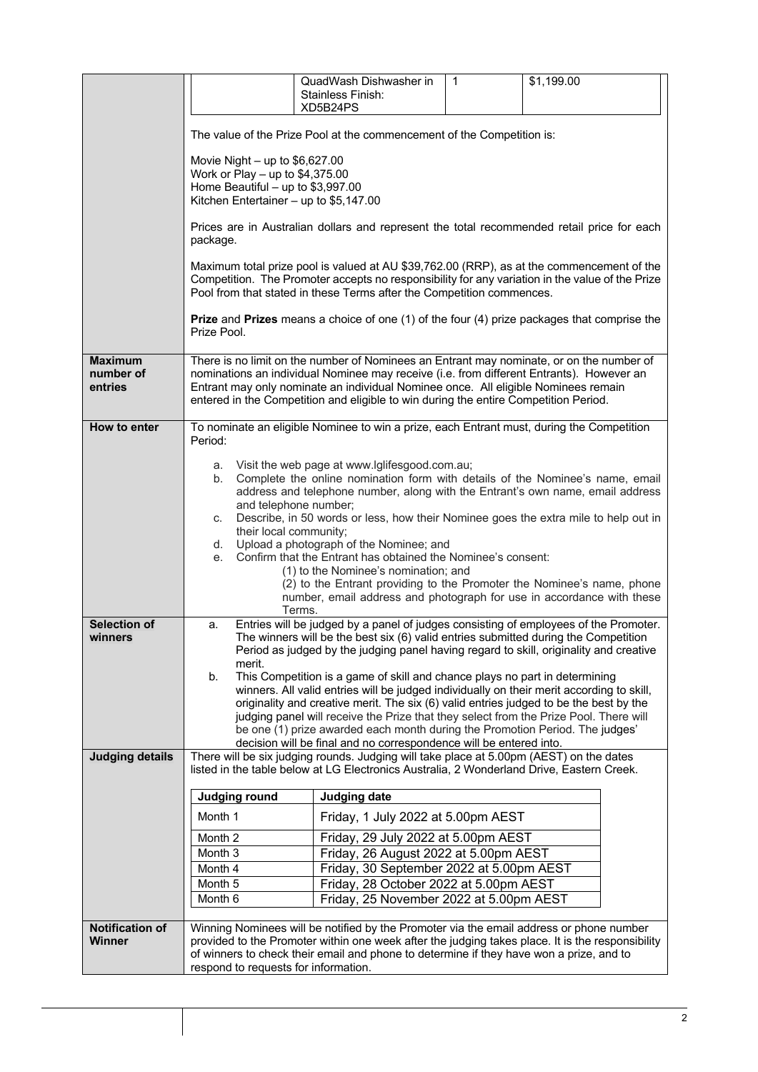| | | | |
|---|---|---|---|
| | QuadWash Dishwasher in Stainless Finish: XD5B24PS | 1 | $1,199.00 |

The value of the Prize Pool at the commencement of the Competition is:

Movie Night – up to $6,627.00
Work or Play – up to $4,375.00
Home Beautiful – up to $3,997.00
Kitchen Entertainer – up to $5,147.00

Prices are in Australian dollars and represent the total recommended retail price for each package.

Maximum total prize pool is valued at AU $39,762.00 (RRP), as at the commencement of the Competition. The Promoter accepts no responsibility for any variation in the value of the Prize Pool from that stated in these Terms after the Competition commences.

**Prize** and **Prizes** means a choice of one (1) of the four (4) prize packages that comprise the Prize Pool.

**Maximum number of entries**

There is no limit on the number of Nominees an Entrant may nominate, or on the number of nominations an individual Nominee may receive (i.e. from different Entrants). However an Entrant may only nominate an individual Nominee once. All eligible Nominees remain entered in the Competition and eligible to win during the entire Competition Period.

**How to enter**

To nominate an eligible Nominee to win a prize, each Entrant must, during the Competition Period:

a. Visit the web page at www.lglifesgood.com.au;
b. Complete the online nomination form with details of the Nominee's name, email address and telephone number, along with the Entrant's own name, email address and telephone number;
c. Describe, in 50 words or less, how their Nominee goes the extra mile to help out in their local community;
d. Upload a photograph of the Nominee; and
e. Confirm that the Entrant has obtained the Nominee's consent:
   (1) to the Nominee's nomination; and
   (2) to the Entrant providing to the Promoter the Nominee's name, phone number, email address and photograph for use in accordance with these Terms.

**Selection of winners**

a. Entries will be judged by a panel of judges consisting of employees of the Promoter. The winners will be the best six (6) valid entries submitted during the Competition Period as judged by the judging panel having regard to skill, originality and creative merit.
b. This Competition is a game of skill and chance plays no part in determining winners. All valid entries will be judged individually on their merit according to skill, originality and creative merit. The six (6) valid entries judged to be the best by the judging panel will receive the Prize that they select from the Prize Pool. There will be one (1) prize awarded each month during the Promotion Period. The judges' decision will be final and no correspondence will be entered into.

**Judging details**

There will be six judging rounds. Judging will take place at 5.00pm (AEST) on the dates listed in the table below at LG Electronics Australia, 2 Wonderland Drive, Eastern Creek.

| Judging round | Judging date |
|---|---|
| Month 1 | Friday, 1 July 2022 at 5.00pm AEST |
| Month 2 | Friday, 29 July 2022 at 5.00pm AEST |
| Month 3 | Friday, 26 August 2022 at 5.00pm AEST |
| Month 4 | Friday, 30 September 2022 at 5.00pm AEST |
| Month 5 | Friday, 28 October 2022 at 5.00pm AEST |
| Month 6 | Friday, 25 November 2022 at 5.00pm AEST |

**Notification of Winner**

Winning Nominees will be notified by the Promoter via the email address or phone number provided to the Promoter within one week after the judging takes place. It is the responsibility of winners to check their email and phone to determine if they have won a prize, and to respond to requests for information.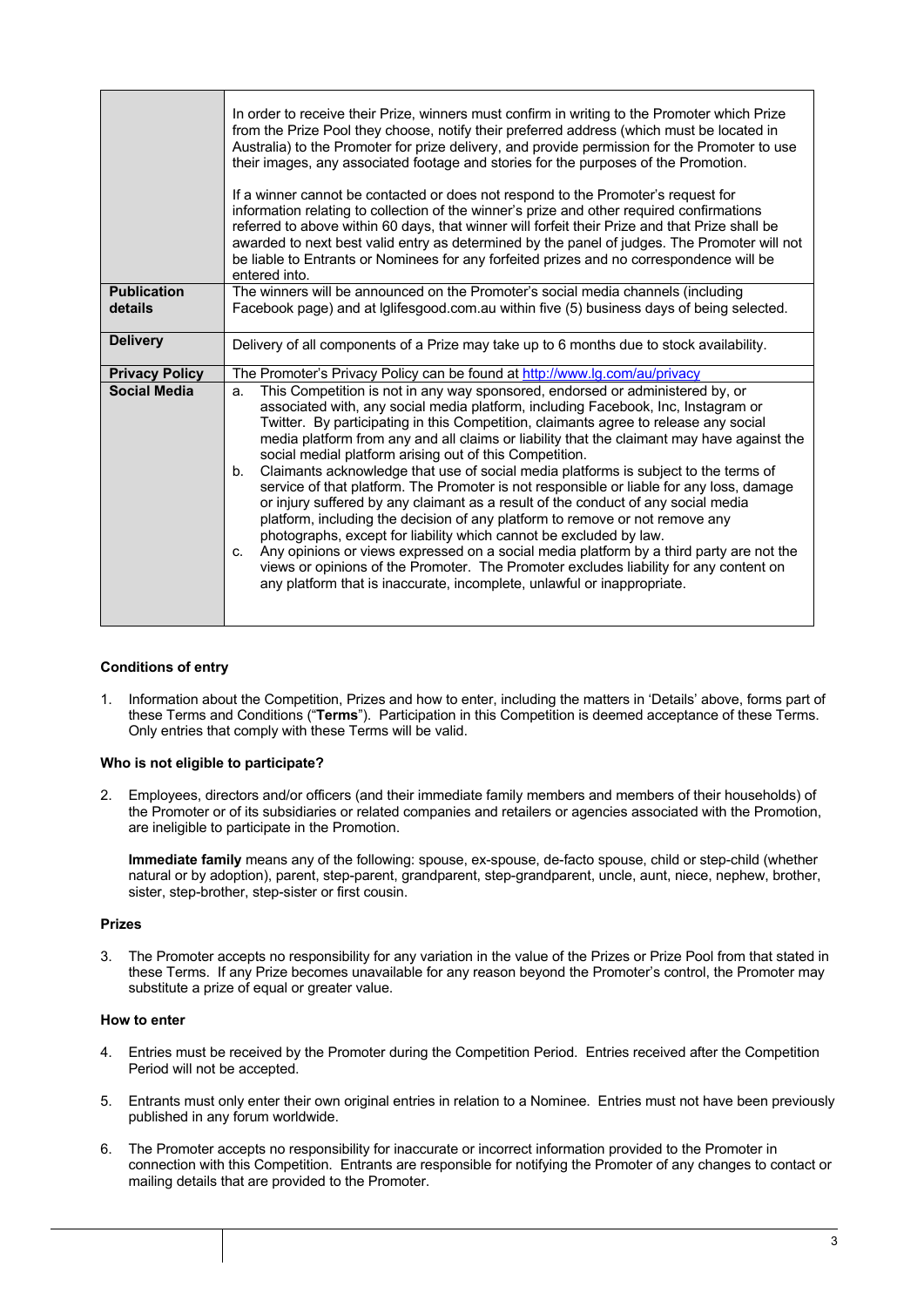| | |
|---|---|
| | In order to receive their Prize, winners must confirm in writing to the Promoter which Prize from the Prize Pool they choose, notify their preferred address (which must be located in Australia) to the Promoter for prize delivery, and provide permission for the Promoter to use their images, any associated footage and stories for the purposes of the Promotion.<br><br>If a winner cannot be contacted or does not respond to the Promoter's request for information relating to collection of the winner's prize and other required confirmations referred to above within 60 days, that winner will forfeit their Prize and that Prize shall be awarded to next best valid entry as determined by the panel of judges. The Promoter will not be liable to Entrants or Nominees for any forfeited prizes and no correspondence will be entered into. |
| **Publication details** | The winners will be announced on the Promoter's social media channels (including Facebook page) and at lglifesgood.com.au within five (5) business days of being selected. |
| **Delivery** | Delivery of all components of a Prize may take up to 6 months due to stock availability. |
| **Privacy Policy** | The Promoter's Privacy Policy can be found at http://www.lg.com/au/privacy |
| **Social Media** | a. This Competition is not in any way sponsored, endorsed or administered by, or associated with, any social media platform, including Facebook, Inc, Instagram or Twitter. By participating in this Competition, claimants agree to release any social media platform from any and all claims or liability that the claimant may have against the social medial platform arising out of this Competition.<br>b. Claimants acknowledge that use of social media platforms is subject to the terms of service of that platform. The Promoter is not responsible or liable for any loss, damage or injury suffered by any claimant as a result of the conduct of any social media platform, including the decision of any platform to remove or not remove any photographs, except for liability which cannot be excluded by law.<br>c. Any opinions or views expressed on a social media platform by a third party are not the views or opinions of the Promoter. The Promoter excludes liability for any content on any platform that is inaccurate, incomplete, unlawful or inappropriate. |

**Conditions of entry**

1. Information about the Competition, Prizes and how to enter, including the matters in 'Details' above, forms part of these Terms and Conditions ("**Terms**"). Participation in this Competition is deemed acceptance of these Terms. Only entries that comply with these Terms will be valid.

**Who is not eligible to participate?**

2. Employees, directors and/or officers (and their immediate family members and members of their households) of the Promoter or of its subsidiaries or related companies and retailers or agencies associated with the Promotion, are ineligible to participate in the Promotion.

   **Immediate family** means any of the following: spouse, ex-spouse, de-facto spouse, child or step-child (whether natural or by adoption), parent, step-parent, grandparent, step-grandparent, uncle, aunt, niece, nephew, brother, sister, step-brother, step-sister or first cousin.

**Prizes**

3. The Promoter accepts no responsibility for any variation in the value of the Prizes or Prize Pool from that stated in these Terms. If any Prize becomes unavailable for any reason beyond the Promoter's control, the Promoter may substitute a prize of equal or greater value.

**How to enter**

4. Entries must be received by the Promoter during the Competition Period. Entries received after the Competition Period will not be accepted.

5. Entrants must only enter their own original entries in relation to a Nominee. Entries must not have been previously published in any forum worldwide.

6. The Promoter accepts no responsibility for inaccurate or incorrect information provided to the Promoter in connection with this Competition. Entrants are responsible for notifying the Promoter of any changes to contact or mailing details that are provided to the Promoter.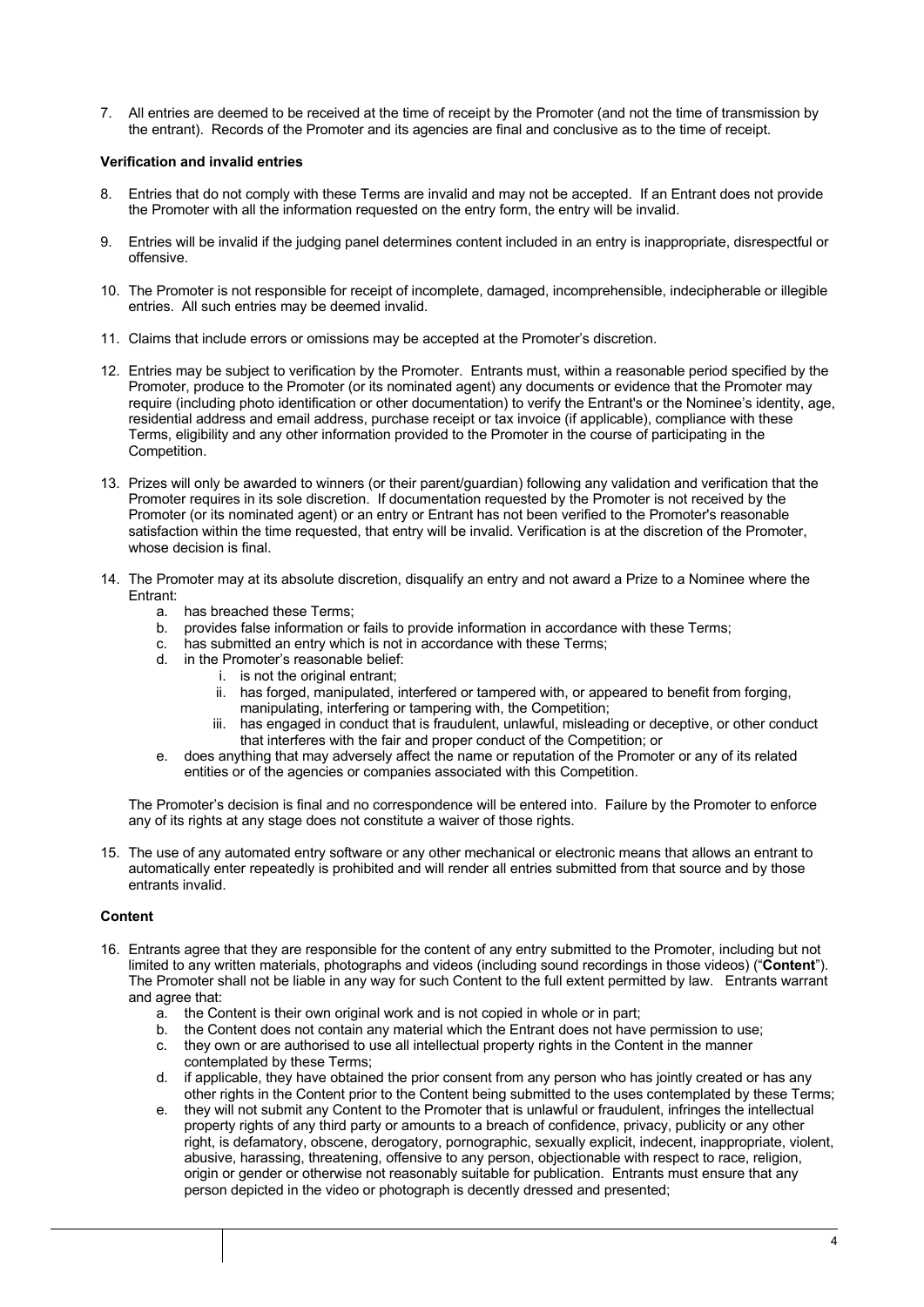7. All entries are deemed to be received at the time of receipt by the Promoter (and not the time of transmission by the entrant). Records of the Promoter and its agencies are final and conclusive as to the time of receipt.

**Verification and invalid entries**

8. Entries that do not comply with these Terms are invalid and may not be accepted. If an Entrant does not provide the Promoter with all the information requested on the entry form, the entry will be invalid.

9. Entries will be invalid if the judging panel determines content included in an entry is inappropriate, disrespectful or offensive.

10. The Promoter is not responsible for receipt of incomplete, damaged, incomprehensible, indecipherable or illegible entries. All such entries may be deemed invalid.

11. Claims that include errors or omissions may be accepted at the Promoter's discretion.

12. Entries may be subject to verification by the Promoter. Entrants must, within a reasonable period specified by the Promoter, produce to the Promoter (or its nominated agent) any documents or evidence that the Promoter may require (including photo identification or other documentation) to verify the Entrant's or the Nominee's identity, age, residential address and email address, purchase receipt or tax invoice (if applicable), compliance with these Terms, eligibility and any other information provided to the Promoter in the course of participating in the Competition.

13. Prizes will only be awarded to winners (or their parent/guardian) following any validation and verification that the Promoter requires in its sole discretion. If documentation requested by the Promoter is not received by the Promoter (or its nominated agent) or an entry or Entrant has not been verified to the Promoter's reasonable satisfaction within the time requested, that entry will be invalid. Verification is at the discretion of the Promoter, whose decision is final.

14. The Promoter may at its absolute discretion, disqualify an entry and not award a Prize to a Nominee where the Entrant:
    a. has breached these Terms;
    b. provides false information or fails to provide information in accordance with these Terms;
    c. has submitted an entry which is not in accordance with these Terms;
    d. in the Promoter's reasonable belief:
        i. is not the original entrant;
        ii. has forged, manipulated, interfered or tampered with, or appeared to benefit from forging, manipulating, interfering or tampering with, the Competition;
        iii. has engaged in conduct that is fraudulent, unlawful, misleading or deceptive, or other conduct that interferes with the fair and proper conduct of the Competition; or
    e. does anything that may adversely affect the name or reputation of the Promoter or any of its related entities or of the agencies or companies associated with this Competition.

    The Promoter's decision is final and no correspondence will be entered into. Failure by the Promoter to enforce any of its rights at any stage does not constitute a waiver of those rights.

15. The use of any automated entry software or any other mechanical or electronic means that allows an entrant to automatically enter repeatedly is prohibited and will render all entries submitted from that source and by those entrants invalid.

**Content**

16. Entrants agree that they are responsible for the content of any entry submitted to the Promoter, including but not limited to any written materials, photographs and videos (including sound recordings in those videos) ("**Content**"). The Promoter shall not be liable in any way for such Content to the full extent permitted by law. Entrants warrant and agree that:
    a. the Content is their own original work and is not copied in whole or in part;
    b. the Content does not contain any material which the Entrant does not have permission to use;
    c. they own or are authorised to use all intellectual property rights in the Content in the manner contemplated by these Terms;
    d. if applicable, they have obtained the prior consent from any person who has jointly created or has any other rights in the Content prior to the Content being submitted to the uses contemplated by these Terms;
    e. they will not submit any Content to the Promoter that is unlawful or fraudulent, infringes the intellectual property rights of any third party or amounts to a breach of confidence, privacy, publicity or any other right, is defamatory, obscene, derogatory, pornographic, sexually explicit, indecent, inappropriate, violent, abusive, harassing, threatening, offensive to any person, objectionable with respect to race, religion, origin or gender or otherwise not reasonably suitable for publication. Entrants must ensure that any person depicted in the video or photograph is decently dressed and presented;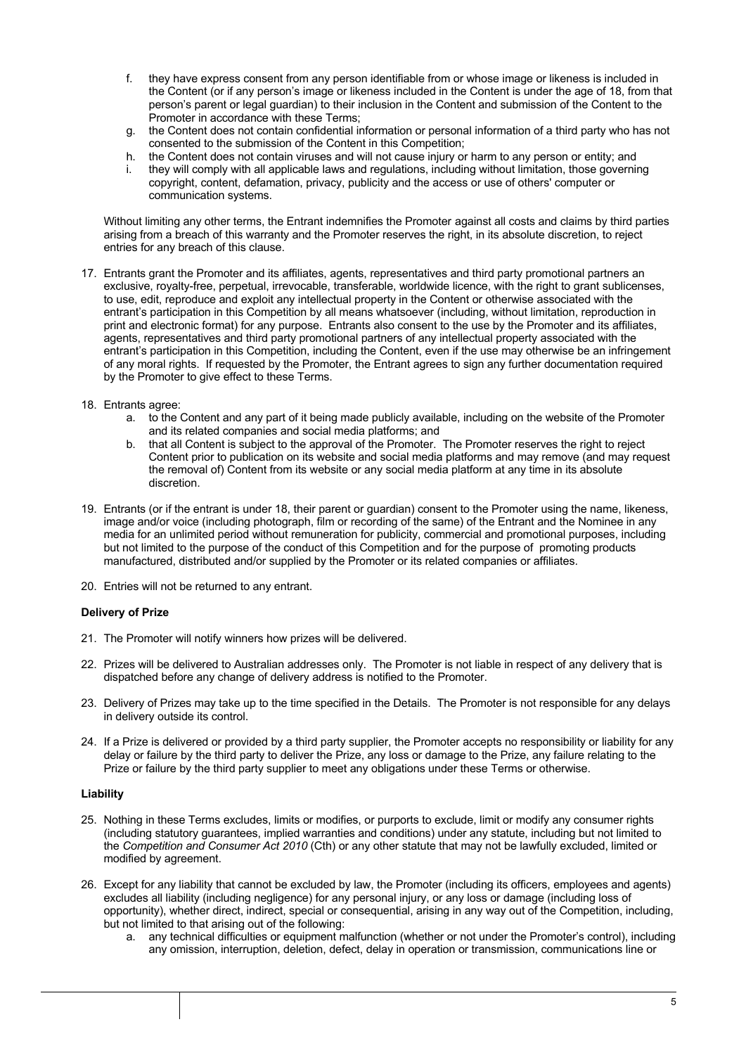f. they have express consent from any person identifiable from or whose image or likeness is included in the Content (or if any person's image or likeness included in the Content is under the age of 18, from that person's parent or legal guardian) to their inclusion in the Content and submission of the Content to the Promoter in accordance with these Terms;
g. the Content does not contain confidential information or personal information of a third party who has not consented to the submission of the Content in this Competition;
h. the Content does not contain viruses and will not cause injury or harm to any person or entity; and
i. they will comply with all applicable laws and regulations, including without limitation, those governing copyright, content, defamation, privacy, publicity and the access or use of others' computer or communication systems.

Without limiting any other terms, the Entrant indemnifies the Promoter against all costs and claims by third parties arising from a breach of this warranty and the Promoter reserves the right, in its absolute discretion, to reject entries for any breach of this clause.

17. Entrants grant the Promoter and its affiliates, agents, representatives and third party promotional partners an exclusive, royalty-free, perpetual, irrevocable, transferable, worldwide licence, with the right to grant sublicenses, to use, edit, reproduce and exploit any intellectual property in the Content or otherwise associated with the entrant's participation in this Competition by all means whatsoever (including, without limitation, reproduction in print and electronic format) for any purpose. Entrants also consent to the use by the Promoter and its affiliates, agents, representatives and third party promotional partners of any intellectual property associated with the entrant's participation in this Competition, including the Content, even if the use may otherwise be an infringement of any moral rights. If requested by the Promoter, the Entrant agrees to sign any further documentation required by the Promoter to give effect to these Terms.

18. Entrants agree:
    a. to the Content and any part of it being made publicly available, including on the website of the Promoter and its related companies and social media platforms; and
    b. that all Content is subject to the approval of the Promoter. The Promoter reserves the right to reject Content prior to publication on its website and social media platforms and may remove (and may request the removal of) Content from its website or any social media platform at any time in its absolute discretion.

19. Entrants (or if the entrant is under 18, their parent or guardian) consent to the Promoter using the name, likeness, image and/or voice (including photograph, film or recording of the same) of the Entrant and the Nominee in any media for an unlimited period without remuneration for publicity, commercial and promotional purposes, including but not limited to the purpose of the conduct of this Competition and for the purpose of promoting products manufactured, distributed and/or supplied by the Promoter or its related companies or affiliates.

20. Entries will not be returned to any entrant.

**Delivery of Prize**

21. The Promoter will notify winners how prizes will be delivered.

22. Prizes will be delivered to Australian addresses only. The Promoter is not liable in respect of any delivery that is dispatched before any change of delivery address is notified to the Promoter.

23. Delivery of Prizes may take up to the time specified in the Details. The Promoter is not responsible for any delays in delivery outside its control.

24. If a Prize is delivered or provided by a third party supplier, the Promoter accepts no responsibility or liability for any delay or failure by the third party to deliver the Prize, any loss or damage to the Prize, any failure relating to the Prize or failure by the third party supplier to meet any obligations under these Terms or otherwise.

**Liability**

25. Nothing in these Terms excludes, limits or modifies, or purports to exclude, limit or modify any consumer rights (including statutory guarantees, implied warranties and conditions) under any statute, including but not limited to the *Competition and Consumer Act 2010* (Cth) or any other statute that may not be lawfully excluded, limited or modified by agreement.

26. Except for any liability that cannot be excluded by law, the Promoter (including its officers, employees and agents) excludes all liability (including negligence) for any personal injury, or any loss or damage (including loss of opportunity), whether direct, indirect, special or consequential, arising in any way out of the Competition, including, but not limited to that arising out of the following:
    a. any technical difficulties or equipment malfunction (whether or not under the Promoter's control), including any omission, interruption, deletion, defect, delay in operation or transmission, communications line or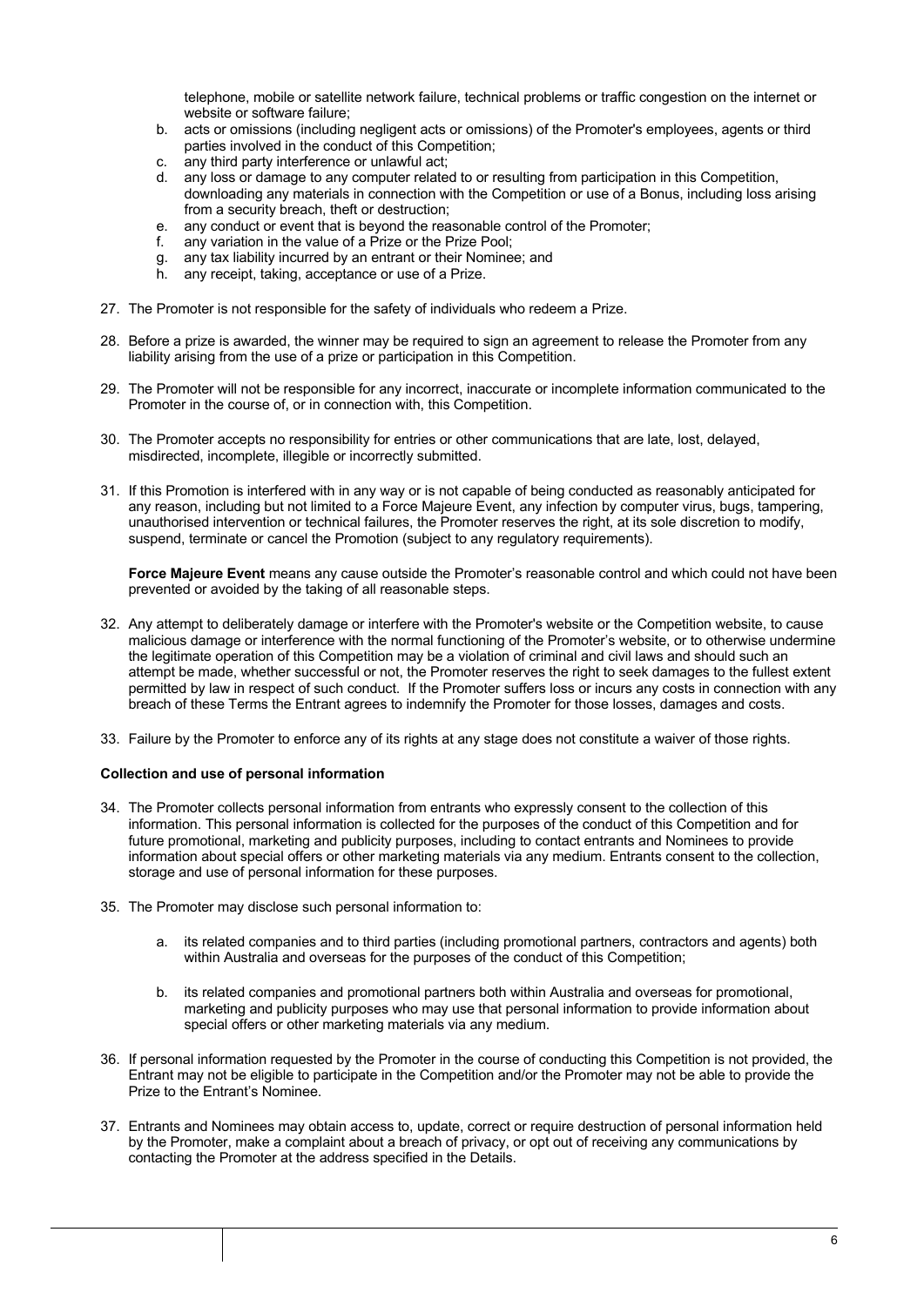telephone, mobile or satellite network failure, technical problems or traffic congestion on the internet or website or software failure;

b. acts or omissions (including negligent acts or omissions) of the Promoter's employees, agents or third parties involved in the conduct of this Competition;
c. any third party interference or unlawful act;
d. any loss or damage to any computer related to or resulting from participation in this Competition, downloading any materials in connection with the Competition or use of a Bonus, including loss arising from a security breach, theft or destruction;
e. any conduct or event that is beyond the reasonable control of the Promoter;
f. any variation in the value of a Prize or the Prize Pool;
g. any tax liability incurred by an entrant or their Nominee; and
h. any receipt, taking, acceptance or use of a Prize.

27. The Promoter is not responsible for the safety of individuals who redeem a Prize.

28. Before a prize is awarded, the winner may be required to sign an agreement to release the Promoter from any liability arising from the use of a prize or participation in this Competition.

29. The Promoter will not be responsible for any incorrect, inaccurate or incomplete information communicated to the Promoter in the course of, or in connection with, this Competition.

30. The Promoter accepts no responsibility for entries or other communications that are late, lost, delayed, misdirected, incomplete, illegible or incorrectly submitted.

31. If this Promotion is interfered with in any way or is not capable of being conducted as reasonably anticipated for any reason, including but not limited to a Force Majeure Event, any infection by computer virus, bugs, tampering, unauthorised intervention or technical failures, the Promoter reserves the right, at its sole discretion to modify, suspend, terminate or cancel the Promotion (subject to any regulatory requirements).

    **Force Majeure Event** means any cause outside the Promoter's reasonable control and which could not have been prevented or avoided by the taking of all reasonable steps.

32. Any attempt to deliberately damage or interfere with the Promoter's website or the Competition website, to cause malicious damage or interference with the normal functioning of the Promoter's website, or to otherwise undermine the legitimate operation of this Competition may be a violation of criminal and civil laws and should such an attempt be made, whether successful or not, the Promoter reserves the right to seek damages to the fullest extent permitted by law in respect of such conduct. If the Promoter suffers loss or incurs any costs in connection with any breach of these Terms the Entrant agrees to indemnify the Promoter for those losses, damages and costs.

33. Failure by the Promoter to enforce any of its rights at any stage does not constitute a waiver of those rights.

**Collection and use of personal information**

34. The Promoter collects personal information from entrants who expressly consent to the collection of this information. This personal information is collected for the purposes of the conduct of this Competition and for future promotional, marketing and publicity purposes, including to contact entrants and Nominees to provide information about special offers or other marketing materials via any medium. Entrants consent to the collection, storage and use of personal information for these purposes.

35. The Promoter may disclose such personal information to:

    a. its related companies and to third parties (including promotional partners, contractors and agents) both within Australia and overseas for the purposes of the conduct of this Competition;

    b. its related companies and promotional partners both within Australia and overseas for promotional, marketing and publicity purposes who may use that personal information to provide information about special offers or other marketing materials via any medium.

36. If personal information requested by the Promoter in the course of conducting this Competition is not provided, the Entrant may not be eligible to participate in the Competition and/or the Promoter may not be able to provide the Prize to the Entrant's Nominee.

37. Entrants and Nominees may obtain access to, update, correct or require destruction of personal information held by the Promoter, make a complaint about a breach of privacy, or opt out of receiving any communications by contacting the Promoter at the address specified in the Details.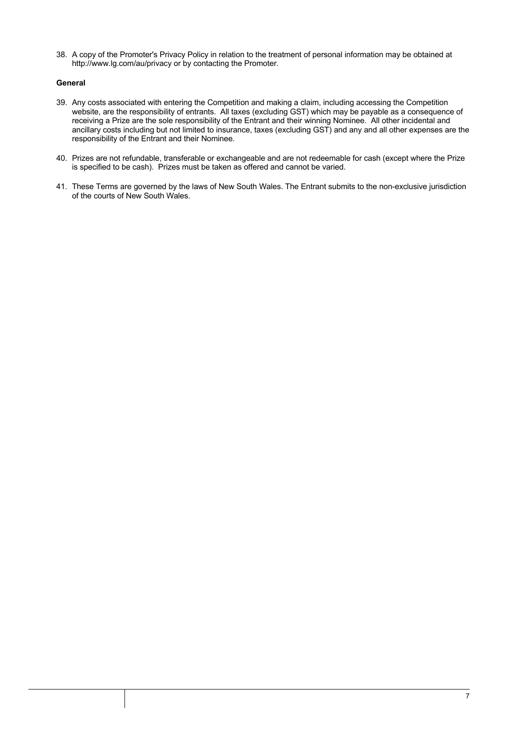38. A copy of the Promoter's Privacy Policy in relation to the treatment of personal information may be obtained at http://www.lg.com/au/privacy or by contacting the Promoter.

**General**

39. Any costs associated with entering the Competition and making a claim, including accessing the Competition website, are the responsibility of entrants. All taxes (excluding GST) which may be payable as a consequence of receiving a Prize are the sole responsibility of the Entrant and their winning Nominee. All other incidental and ancillary costs including but not limited to insurance, taxes (excluding GST) and any and all other expenses are the responsibility of the Entrant and their Nominee.

40. Prizes are not refundable, transferable or exchangeable and are not redeemable for cash (except where the Prize is specified to be cash). Prizes must be taken as offered and cannot be varied.

41. These Terms are governed by the laws of New South Wales. The Entrant submits to the non-exclusive jurisdiction of the courts of New South Wales.